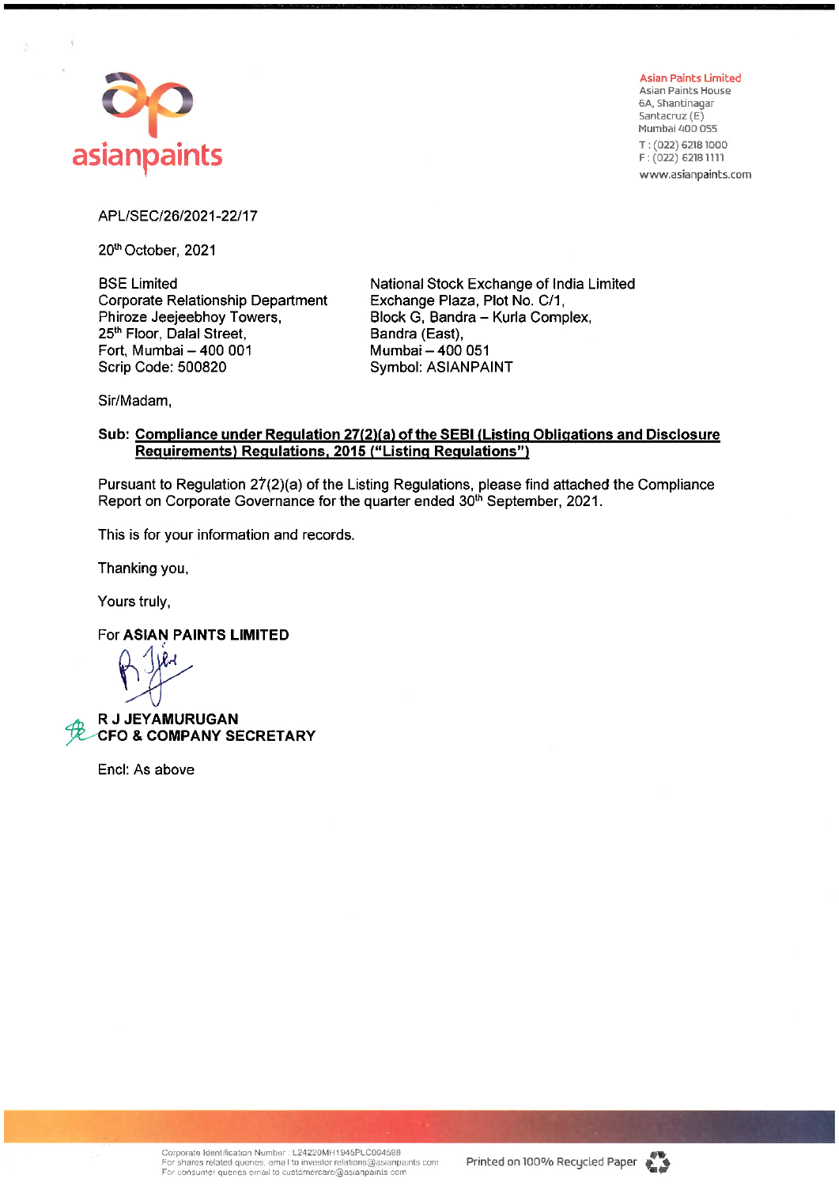asianpaints

**Asian Paints Limited**
Asian Paints House
6A, Shantinagar
Santacruz (E)
Mumbai 400 055
T : (022) 6218 1000
F : (022) 6218 1111
www.asianpaints.com

APL/SEC/26/2021-22/17

20th October, 2021

BSE Limited
Corporate Relationship Department
Phiroze Jeejeebhoy Towers,
25th Floor, Dalal Street,
Fort, Mumbai – 400 001
Scrip Code: 500820

National Stock Exchange of India Limited
Exchange Plaza, Plot No. C/1,
Block G, Bandra – Kurla Complex,
Bandra (East),
Mumbai – 400 051
Symbol: ASIANPAINT

Sir/Madam,

**Sub: Compliance under Regulation 27(2)(a) of the SEBI (Listing Obligations and Disclosure Requirements) Regulations, 2015 ("Listing Regulations")**

Pursuant to Regulation 27(2)(a) of the Listing Regulations, please find attached the Compliance Report on Corporate Governance for the quarter ended 30th September, 2021.

This is for your information and records.

Thanking you,

Yours truly,

For **ASIAN PAINTS LIMITED**

**R J JEYAMURUGAN**
**CFO & COMPANY SECRETARY**

Encl: As above

Corporate Identification Number : L24220MH1945PLC004598
For shares related queries, email to investor.relations@asianpaints.com
For consumer queries email to customercare@asianpaints.com

Printed on 100% Recycled Paper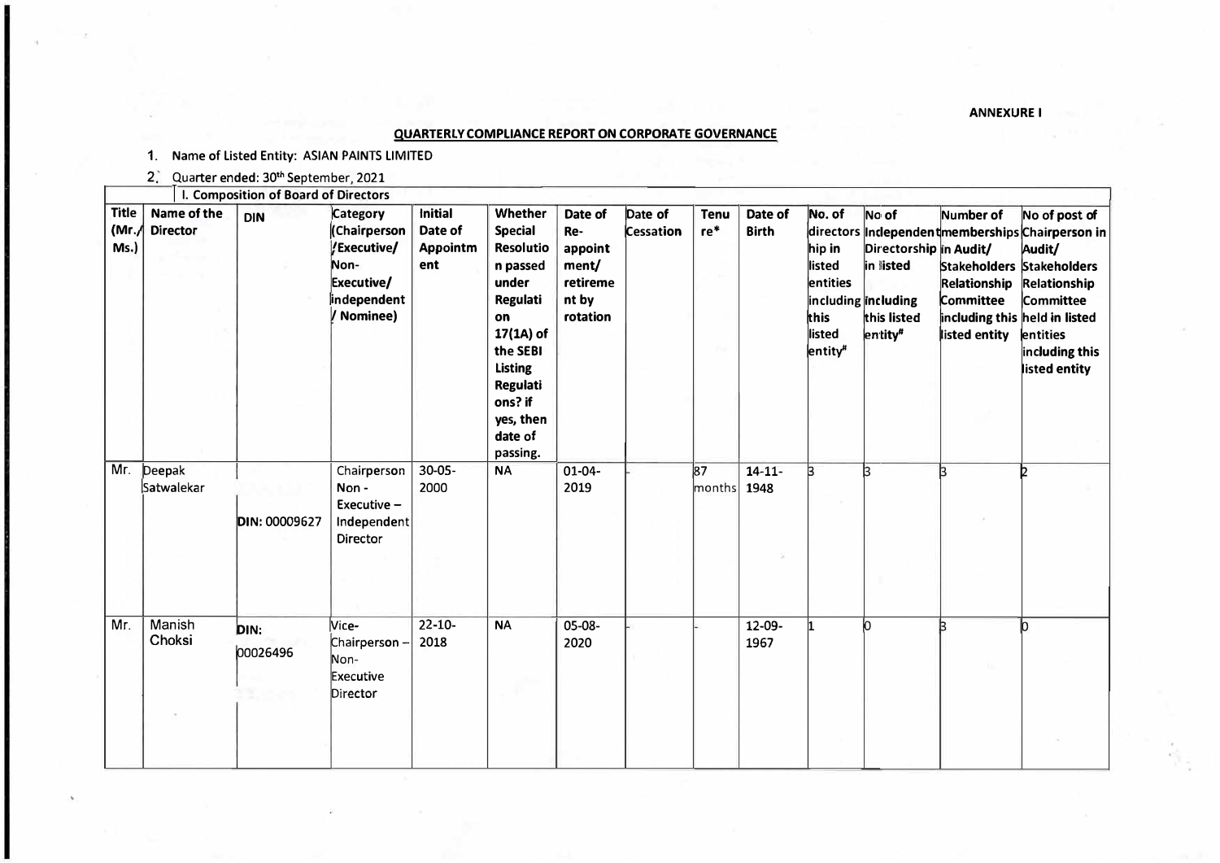**ANNEXURE I**

## QUARTERLY COMPLIANCE REPORT ON CORPORATE GOVERNANCE

1. Name of Listed Entity: ASIAN PAINTS LIMITED
2. Quarter ended: 30th September, 2021

**I. Composition of Board of Directors**

| Title (Mr./ Ms.) | Name of the Director | DIN | Category (Chairperson /Executive/ Non-Executive/ independent / Nominee) | Initial Date of Appointment | Whether Special Resolution passed under Regulation 17(1A) of the SEBI Listing Regulations? if yes, then date of passing. | Date of Re-appointment/ retirement by rotation | Date of Cessation | Tenure* | Date of Birth | No. of directorship in listed entities including this listed entity# | No of Independent Directorship in listed including this listed entity# | Number of memberships in Audit/ Stakeholders Relationship Committee including this listed entity | No of post of Chairperson in Audit/ Stakeholders Relationship Committee held in listed entities including this listed entity |
|---|---|---|---|---|---|---|---|---|---|---|---|---|---|
| Mr. | Deepak Satwalekar | DIN: 00009627 | Chairperson Non - Executive – Independent Director | 30-05-2000 | NA | 01-04-2019 | - | 87 months | 14-11-1948 | 3 | 3 | 3 | 2 |
| Mr. | Manish Choksi | DIN: 00026496 | Vice-Chairperson – Non-Executive Director | 22-10-2018 | NA | 05-08-2020 | - | - | 12-09-1967 | 1 | 0 | 3 | 0 |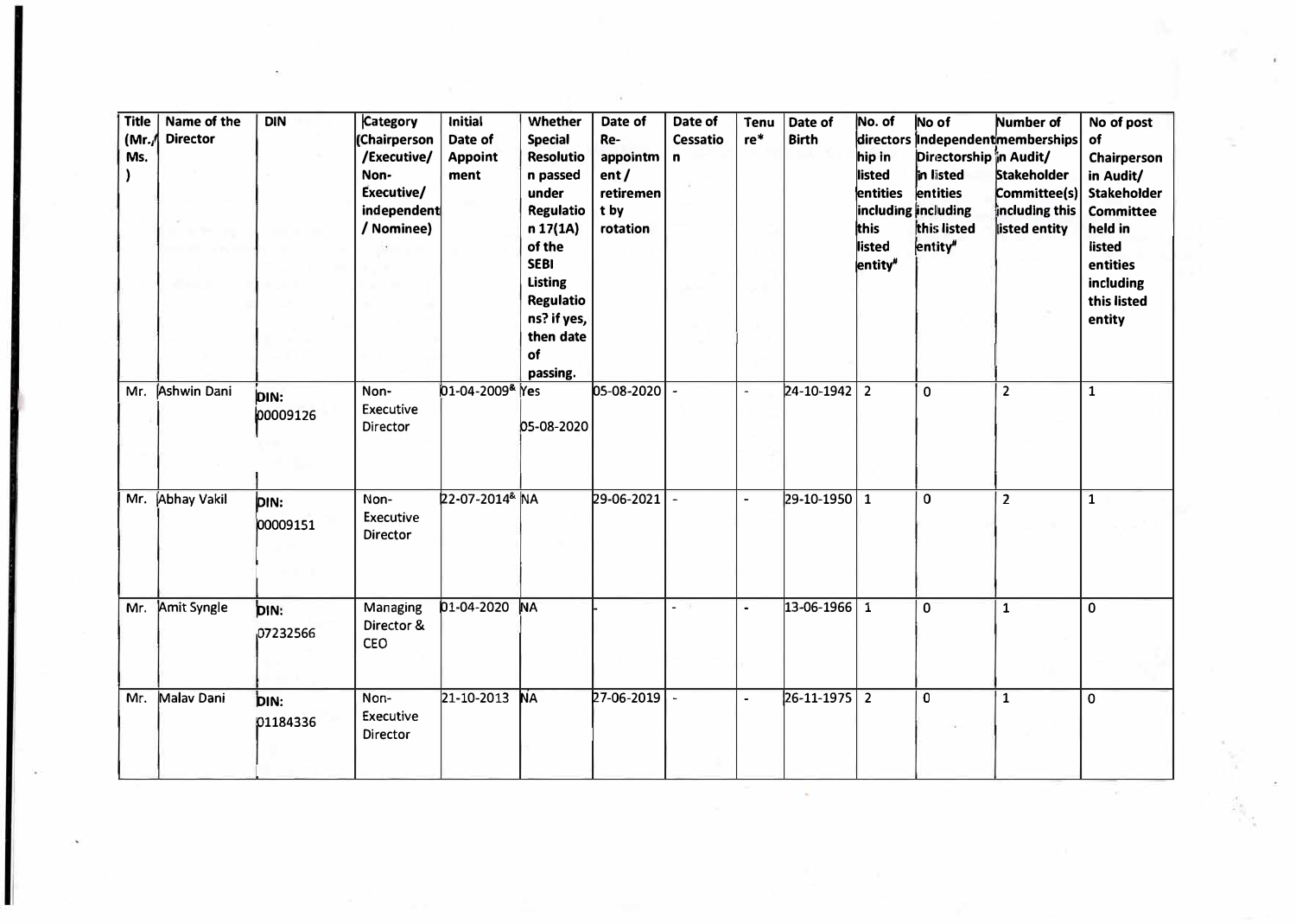| Title (Mr./ Ms.) | Name of the Director | DIN | Category (Chairperson /Executive/ Non-Executive/ independent / Nominee) | Initial Date of Appointment | Whether Special Resolution passed under Regulation 17(1A) of the SEBI Listing Regulations? if yes, then date of passing. | Date of Re-appointment / retirement by rotation | Date of Cessation | Tenure* | Date of Birth | No. of directorship in listed entities including this listed entity# | No of Independent Directorship in listed entities including this listed entity# | Number of memberships in Audit/ Stakeholder Committee(s) including this listed entity | No of post of Chairperson in Audit/ Stakeholder Committee held in listed entities including this listed entity |
|---|---|---|---|---|---|---|---|---|---|---|---|---|---|
| Mr. | Ashwin Dani | DIN: 00009126 | Non-Executive Director | 01-04-2009[&] | Yes 05-08-2020 | 05-08-2020 | - | - | 24-10-1942 | 2 | 0 | 2 | 1 |
| Mr. | Abhay Vakil | DIN: 00009151 | Non-Executive Director | 22-07-2014[&] | NA | 29-06-2021 | - | - | 29-10-1950 | 1 | 0 | 2 | 1 |
| Mr. | Amit Syngle | DIN: 07232566 | Managing Director & CEO | 01-04-2020 | NA | - | - | - | 13-06-1966 | 1 | 0 | 1 | 0 |
| Mr. | Malav Dani | DIN: 01184336 | Non-Executive Director | 21-10-2013 | NA | 27-06-2019 | - | - | 26-11-1975 | 2 | 0 | 1 | 0 |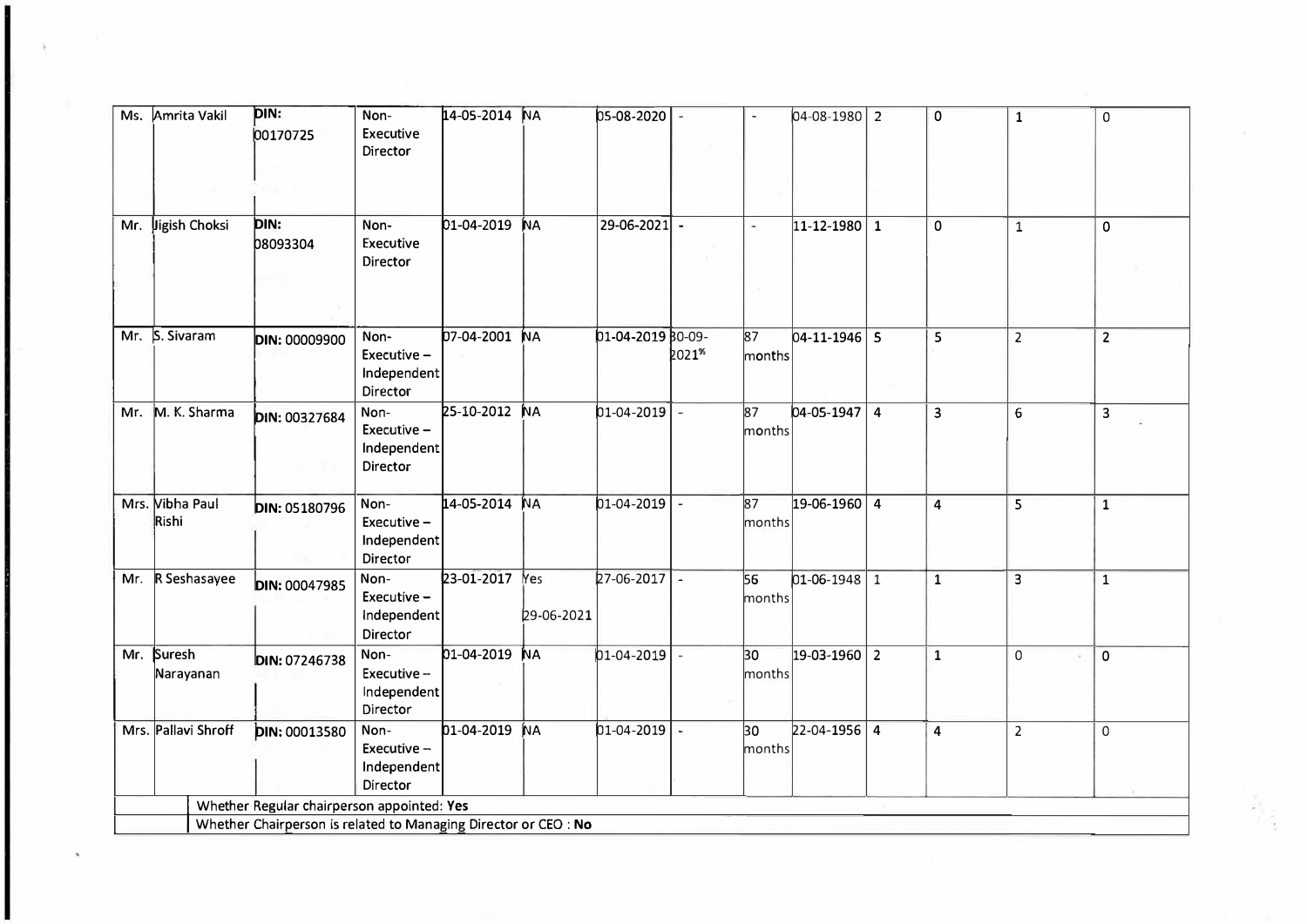| | | | | | | | | | | | | | |
|---|---|---|---|---|---|---|---|---|---|---|---|---|---|
| Ms. | Amrita Vakil | DIN: 00170725 | Non-Executive Director | 14-05-2014 | NA | 05-08-2020 | - | - | 04-08-1980 | 2 | 0 | 1 | 0 |
| Mr. | Jigish Choksi | DIN: 08093304 | Non-Executive Director | 01-04-2019 | NA | 29-06-2021 | - | - | 11-12-1980 | 1 | 0 | 1 | 0 |
| Mr. | S. Sivaram | DIN: 00009900 | Non-Executive – Independent Director | 07-04-2001 | NA | 01-04-2019 | 30-09-2021% | 87 months | 04-11-1946 | 5 | 5 | 2 | 2 |
| Mr. | M. K. Sharma | DIN: 00327684 | Non-Executive – Independent Director | 25-10-2012 | NA | 01-04-2019 | - | 87 months | 04-05-1947 | 4 | 3 | 6 | 3 |
| Mrs. | Vibha Paul Rishi | DIN: 05180796 | Non-Executive – Independent Director | 14-05-2014 | NA | 01-04-2019 | - | 87 months | 19-06-1960 | 4 | 4 | 5 | 1 |
| Mr. | R Seshasayee | DIN: 00047985 | Non-Executive – Independent Director | 23-01-2017 | Yes 29-06-2021 | 27-06-2017 | - | 56 months | 01-06-1948 | 1 | 1 | 3 | 1 |
| Mr. | Suresh Narayanan | DIN: 07246738 | Non-Executive – Independent Director | 01-04-2019 | NA | 01-04-2019 | - | 30 months | 19-03-1960 | 2 | 1 | 0 | 0 |
| Mrs. | Pallavi Shroff | DIN: 00013580 | Non-Executive – Independent Director | 01-04-2019 | NA | 01-04-2019 | - | 30 months | 22-04-1956 | 4 | 4 | 2 | 0 |
| | Whether Regular chairperson appointed: **Yes** | | | | | | | | | | | | |
| | Whether Chairperson is related to Managing Director or CEO : **No** | | | | | | | | | | | | |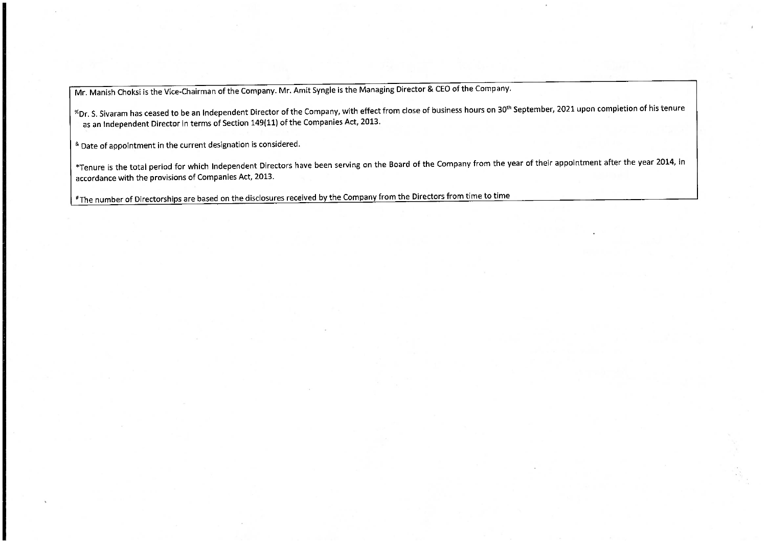Mr. Manish Choksi is the Vice-Chairman of the Company. Mr. Amit Syngle is the Managing Director & CEO of the Company.

%Dr. S. Sivaram has ceased to be an Independent Director of the Company, with effect from close of business hours on 30th September, 2021 upon completion of his tenure as an Independent Director in terms of Section 149(11) of the Companies Act, 2013.

& Date of appointment in the current designation is considered.

*Tenure is the total period for which Independent Directors have been serving on the Board of the Company from the year of their appointment after the year 2014, in accordance with the provisions of Companies Act, 2013.

#The number of Directorships are based on the disclosures received by the Company from the Directors from time to time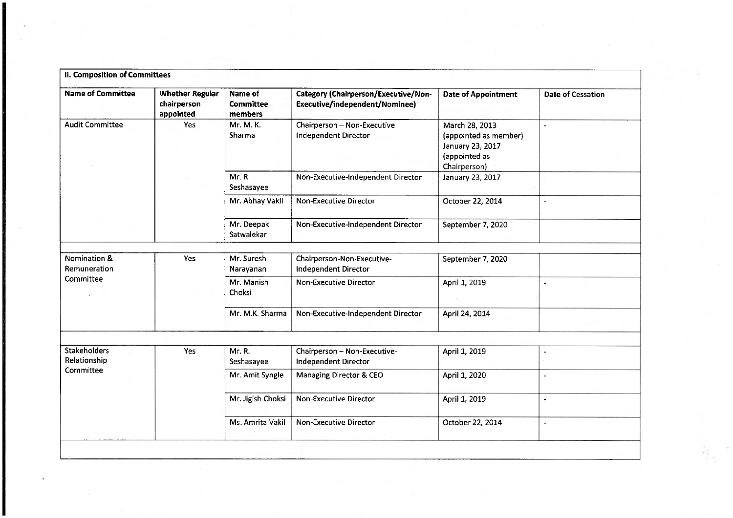| II. Composition of Committees | | | | | |
|---|---|---|---|---|---|
| **Name of Committee** | **Whether Regular chairperson appointed** | **Name of Committee members** | **Category (Chairperson/Executive/Non-Executive/independent/Nominee)** | **Date of Appointment** | **Date of Cessation** |
| Audit Committee | Yes | Mr. M. K. Sharma | Chairperson – Non-Executive Independent Director | March 28, 2013 (appointed as member) January 23, 2017 (appointed as Chairperson) | - |
| | | Mr. R Seshasayee | Non-Executive-Independent Director | January 23, 2017 | - |
| | | Mr. Abhay Vakil | Non-Executive Director | October 22, 2014 | - |
| | | Mr. Deepak Satwalekar | Non-Executive-Independent Director | September 7, 2020 | |
| Nomination & Remuneration Committee | Yes | Mr. Suresh Narayanan | Chairperson-Non-Executive-Independent Director | September 7, 2020 | |
| | | Mr. Manish Choksi | Non-Executive Director | April 1, 2019 | - |
| | | Mr. M.K. Sharma | Non-Executive-Independent Director | April 24, 2014 | |
| Stakeholders Relationship Committee | Yes | Mr. R. Seshasayee | Chairperson – Non-Executive-Independent Director | April 1, 2019 | - |
| | | Mr. Amit Syngle | Managing Director & CEO | April 1, 2020 | - |
| | | Mr. Jigish Choksi | Non-Executive Director | April 1, 2019 | - |
| | | Ms. Amrita Vakil | Non-Executive Director | October 22, 2014 | - |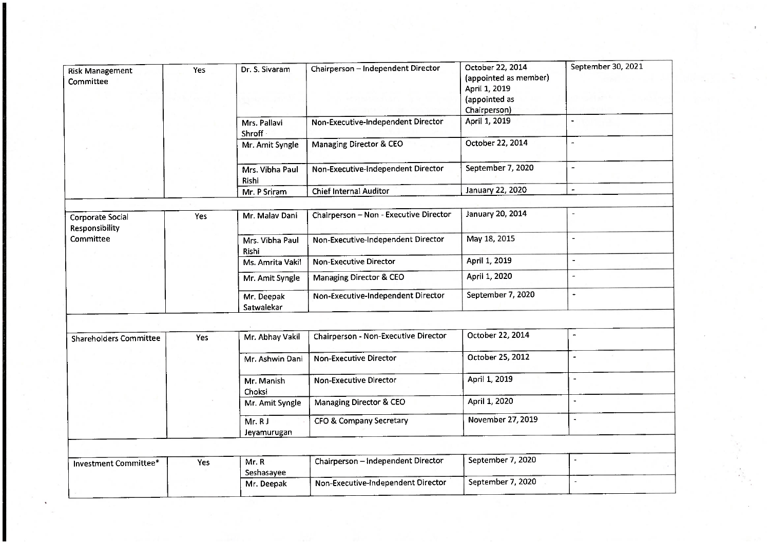| Risk Management Committee | Yes | Dr. S. Sivaram | Chairperson – Independent Director | October 22, 2014 (appointed as member) April 1, 2019 (appointed as Chairperson) | September 30, 2021 |
|---|---|---|---|---|---|
| | | Mrs. Pallavi Shroff | Non-Executive-Independent Director | April 1, 2019 | - |
| | | Mr. Amit Syngle | Managing Director & CEO | October 22, 2014 | - |
| | | Mrs. Vibha Paul Rishi | Non-Executive-Independent Director | September 7, 2020 | - |
| | | Mr. P Sriram | Chief Internal Auditor | January 22, 2020 | - |
| | | | | | |
| Corporate Social Responsibility Committee | Yes | Mr. Malav Dani | Chairperson – Non - Executive Director | January 20, 2014 | - |
| | | Mrs. Vibha Paul Rishi | Non-Executive-Independent Director | May 18, 2015 | - |
| | | Ms. Amrita Vakil | Non-Executive Director | April 1, 2019 | - |
| | | Mr. Amit Syngle | Managing Director & CEO | April 1, 2020 | - |
| | | Mr. Deepak Satwalekar | Non-Executive-Independent Director | September 7, 2020 | - |
| | | | | | |
| Shareholders Committee | Yes | Mr. Abhay Vakil | Chairperson - Non-Executive Director | October 22, 2014 | - |
| | | Mr. Ashwin Dani | Non-Executive Director | October 25, 2012 | - |
| | | Mr. Manish Choksi | Non-Executive Director | April 1, 2019 | - |
| | | Mr. Amit Syngle | Managing Director & CEO | April 1, 2020 | - |
| | | Mr. R J Jeyamurugan | CFO & Company Secretary | November 27, 2019 | - |
| | | | | | |
| Investment Committee* | Yes | Mr. R Seshasayee | Chairperson – Independent Director | September 7, 2020 | - |
| | | Mr. Deepak | Non-Executive-Independent Director | September 7, 2020 | - |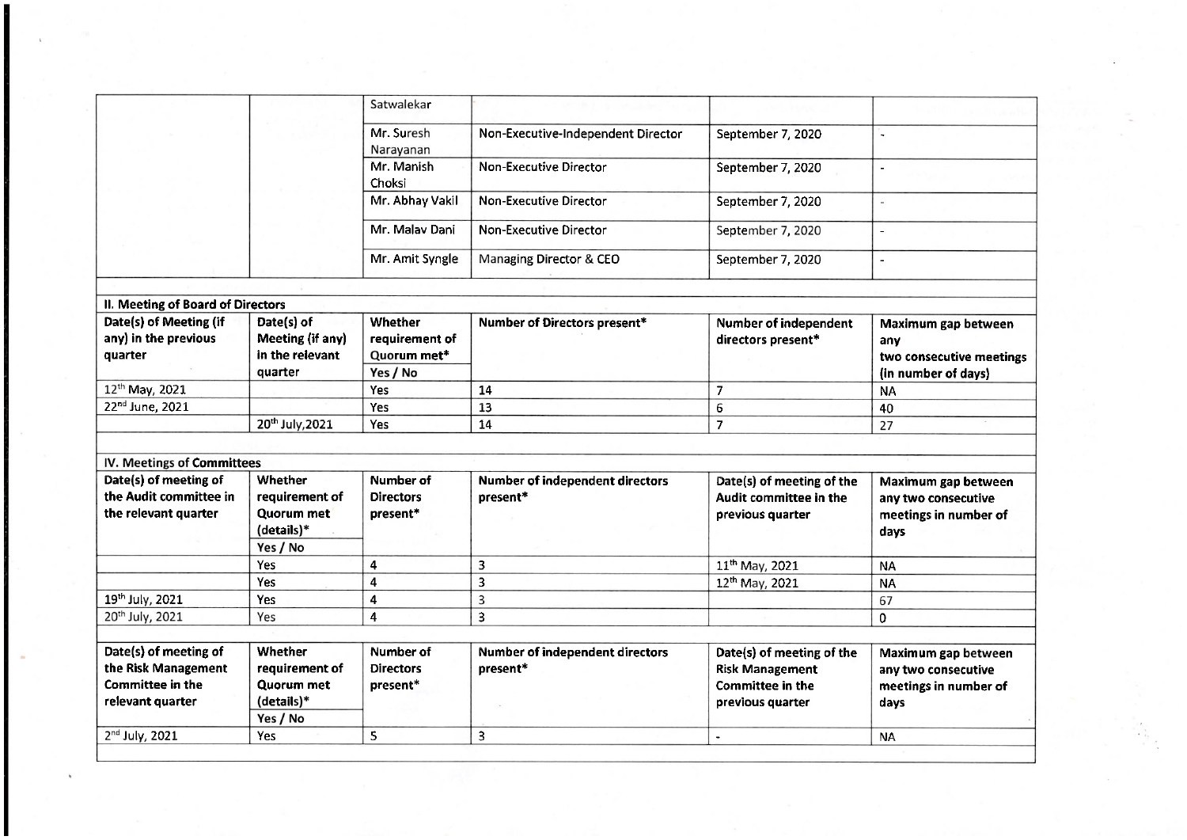| | | | | | |
|---|---|---|---|---|---|
| | | Satwalekar | | | |
| | | Mr. Suresh Narayanan | Non-Executive-Independent Director | September 7, 2020 | - |
| | | Mr. Manish Choksi | Non-Executive Director | September 7, 2020 | - |
| | | Mr. Abhay Vakil | Non-Executive Director | September 7, 2020 | - |
| | | Mr. Malav Dani | Non-Executive Director | September 7, 2020 | - |
| | | Mr. Amit Syngle | Managing Director & CEO | September 7, 2020 | - |

**II. Meeting of Board of Directors**

| Date(s) of Meeting (if any) in the previous quarter | Date(s) of Meeting (if any) in the relevant quarter | Whether requirement of Quorum met* Yes / No | Number of Directors present* | Number of independent directors present* | Maximum gap between any two consecutive meetings (in number of days) |
|---|---|---|---|---|---|
| 12th May, 2021 | | Yes | 14 | 7 | NA |
| 22nd June, 2021 | | Yes | 13 | 6 | 40 |
| | 20th July,2021 | Yes | 14 | 7 | 27 |

**IV. Meetings of Committees**

| Date(s) of meeting of the Audit committee in the relevant quarter | Whether requirement of Quorum met (details)* Yes / No | Number of Directors present* | Number of independent directors present* | Date(s) of meeting of the Audit committee in the previous quarter | Maximum gap between any two consecutive meetings in number of days |
|---|---|---|---|---|---|
| | Yes | 4 | 3 | 11th May, 2021 | NA |
| | Yes | 4 | 3 | 12th May, 2021 | NA |
| 19th July, 2021 | Yes | 4 | 3 | | 67 |
| 20th July, 2021 | Yes | 4 | 3 | | 0 |

| Date(s) of meeting of the Risk Management Committee in the relevant quarter | Whether requirement of Quorum met (details)* Yes / No | Number of Directors present* | Number of independent directors present* | Date(s) of meeting of the Risk Management Committee in the previous quarter | Maximum gap between any two consecutive meetings in number of days |
|---|---|---|---|---|---|
| 2nd July, 2021 | Yes | 5 | 3 | - | NA |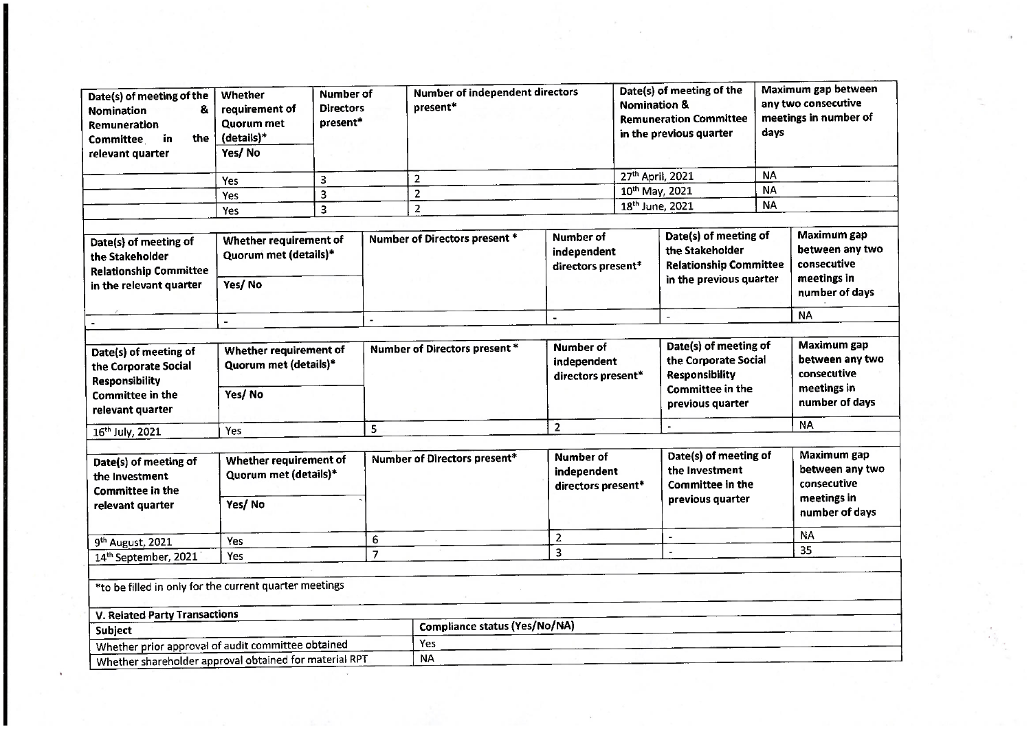| Date(s) of meeting of the Nomination & Remuneration Committee in the relevant quarter | Whether requirement of Quorum met (details)* Yes/ No | Number of Directors present* | Number of independent directors present* | Date(s) of meeting of the Nomination & Remuneration Committee in the previous quarter | Maximum gap between any two consecutive meetings in number of days |
|---|---|---|---|---|---|
| | Yes | 3 | 2 | 27th April, 2021 | NA |
| | Yes | 3 | 2 | 10th May, 2021 | NA |
| | Yes | 3 | 2 | 18th June, 2021 | NA |

| Date(s) of meeting of the Stakeholder Relationship Committee in the relevant quarter | Whether requirement of Quorum met (details)* Yes/ No | Number of Directors present * | Number of independent directors present* | Date(s) of meeting of the Stakeholder Relationship Committee in the previous quarter | Maximum gap between any two consecutive meetings in number of days |
|---|---|---|---|---|---|
| - | - | - | - | - | NA |

| Date(s) of meeting of the Corporate Social Responsibility Committee in the relevant quarter | Whether requirement of Quorum met (details)* Yes/ No | Number of Directors present * | Number of independent directors present* | Date(s) of meeting of the Corporate Social Responsibility Committee in the previous quarter | Maximum gap between any two consecutive meetings in number of days |
|---|---|---|---|---|---|
| 16th July, 2021 | Yes | 5 | 2 | - | NA |

| Date(s) of meeting of the Investment Committee in the relevant quarter | Whether requirement of Quorum met (details)* Yes/ No | Number of Directors present* | Number of independent directors present* | Date(s) of meeting of the Investment Committee in the previous quarter | Maximum gap between any two consecutive meetings in number of days |
|---|---|---|---|---|---|
| 9th August, 2021 | Yes | 6 | 2 | - | NA |
| 14th September, 2021 | Yes | 7 | 3 | - | 35 |

*to be filled in only for the current quarter meetings

**V. Related Party Transactions**

| Subject | Compliance status (Yes/No/NA) |
|---|---|
| Whether prior approval of audit committee obtained | Yes |
| Whether shareholder approval obtained for material RPT | NA |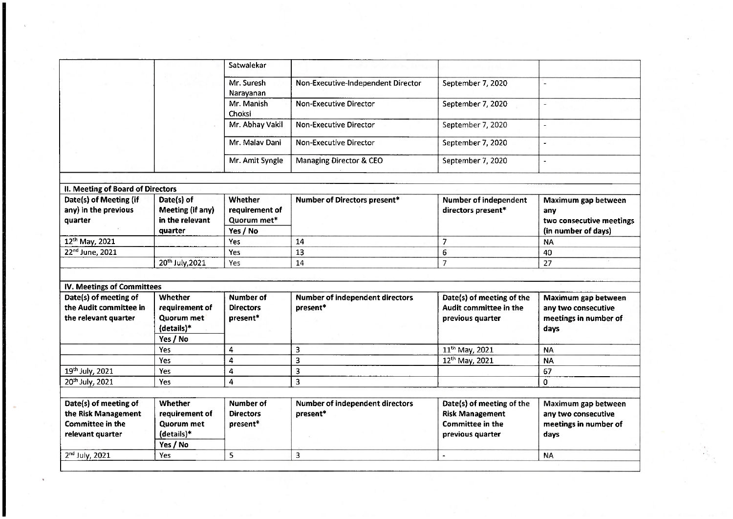| | | Satwalekar | | | |
|---|---|---|---|---|---|
| | | Mr. Suresh Narayanan | Non-Executive-Independent Director | September 7, 2020 | - |
| | | Mr. Manish Choksi | Non-Executive Director | September 7, 2020 | - |
| | | Mr. Abhay Vakil | Non-Executive Director | September 7, 2020 | - |
| | | Mr. Malav Dani | Non-Executive Director | September 7, 2020 | - |
| | | Mr. Amit Syngle | Managing Director & CEO | September 7, 2020 | - |

**II. Meeting of Board of Directors**

| Date(s) of Meeting (if any) in the previous quarter | Date(s) of Meeting (if any) in the relevant quarter | Whether requirement of Quorum met* Yes / No | Number of Directors present* | Number of independent directors present* | Maximum gap between any two consecutive meetings (in number of days) |
|---|---|---|---|---|---|
| 12th May, 2021 | | Yes | 14 | 7 | NA |
| 22nd June, 2021 | | Yes | 13 | 6 | 40 |
| | 20th July,2021 | Yes | 14 | 7 | 27 |

**IV. Meetings of Committees**

| Date(s) of meeting of the Audit committee in the relevant quarter | Whether requirement of Quorum met (details)* Yes / No | Number of Directors present* | Number of independent directors present* | Date(s) of meeting of the Audit committee in the previous quarter | Maximum gap between any two consecutive meetings in number of days |
|---|---|---|---|---|---|
| | Yes | 4 | 3 | 11th May, 2021 | NA |
| | Yes | 4 | 3 | 12th May, 2021 | NA |
| 19th July, 2021 | Yes | 4 | 3 | | 67 |
| 20th July, 2021 | Yes | 4 | 3 | | 0 |

| Date(s) of meeting of the Risk Management Committee in the relevant quarter | Whether requirement of Quorum met (details)* Yes / No | Number of Directors present* | Number of independent directors present* | Date(s) of meeting of the Risk Management Committee in the previous quarter | Maximum gap between any two consecutive meetings in number of days |
|---|---|---|---|---|---|
| 2nd July, 2021 | Yes | 5 | 3 | - | NA |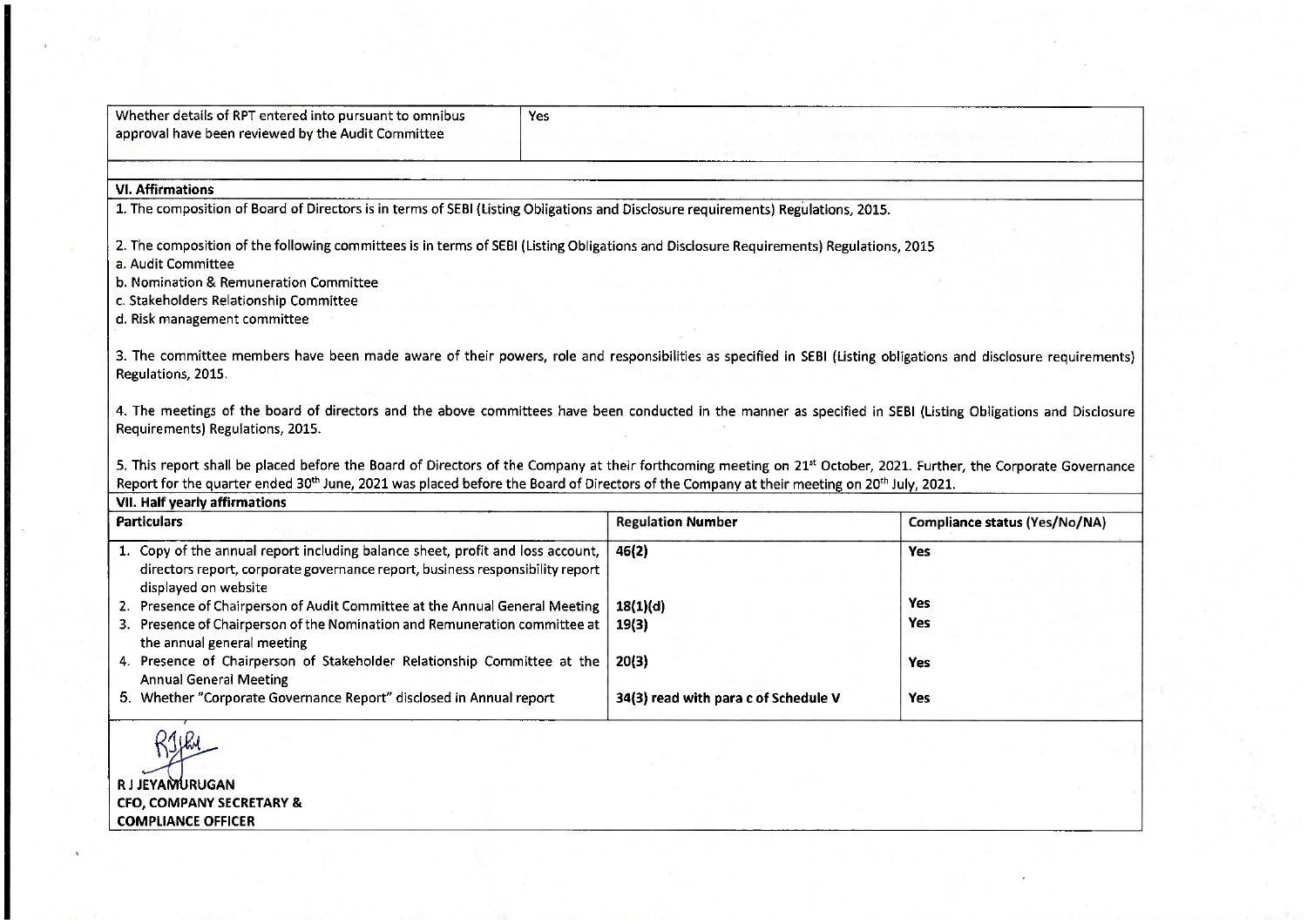| Whether details of RPT entered into pursuant to omnibus approval have been reviewed by the Audit Committee | Yes |
|---|---|

**VI. Affirmations**

1. The composition of Board of Directors is in terms of SEBI (Listing Obligations and Disclosure requirements) Regulations, 2015.

2. The composition of the following committees is in terms of SEBI (Listing Obligations and Disclosure Requirements) Regulations, 2015

a. Audit Committee
b. Nomination & Remuneration Committee
c. Stakeholders Relationship Committee
d. Risk management committee

3. The committee members have been made aware of their powers, role and responsibilities as specified in SEBI (Listing obligations and disclosure requirements) Regulations, 2015.

4. The meetings of the board of directors and the above committees have been conducted in the manner as specified in SEBI (Listing Obligations and Disclosure Requirements) Regulations, 2015.

5. This report shall be placed before the Board of Directors of the Company at their forthcoming meeting on 21st October, 2021. Further, the Corporate Governance Report for the quarter ended 30th June, 2021 was placed before the Board of Directors of the Company at their meeting on 20th July, 2021.

**VII. Half yearly affirmations**

| Particulars | Regulation Number | Compliance status (Yes/No/NA) |
|---|---|---|
| 1. Copy of the annual report including balance sheet, profit and loss account, directors report, corporate governance report, business responsibility report displayed on website | 46(2) | Yes |
| 2. Presence of Chairperson of Audit Committee at the Annual General Meeting | 18(1)(d) | Yes |
| 3. Presence of Chairperson of the Nomination and Remuneration committee at the annual general meeting | 19(3) | Yes |
| 4. Presence of Chairperson of Stakeholder Relationship Committee at the Annual General Meeting | 20(3) | Yes |
| 5. Whether "Corporate Governance Report" disclosed in Annual report | 34(3) read with para c of Schedule V | Yes |

**R J JEYAMURUGAN**
**CFO, COMPANY SECRETARY &**
**COMPLIANCE OFFICER**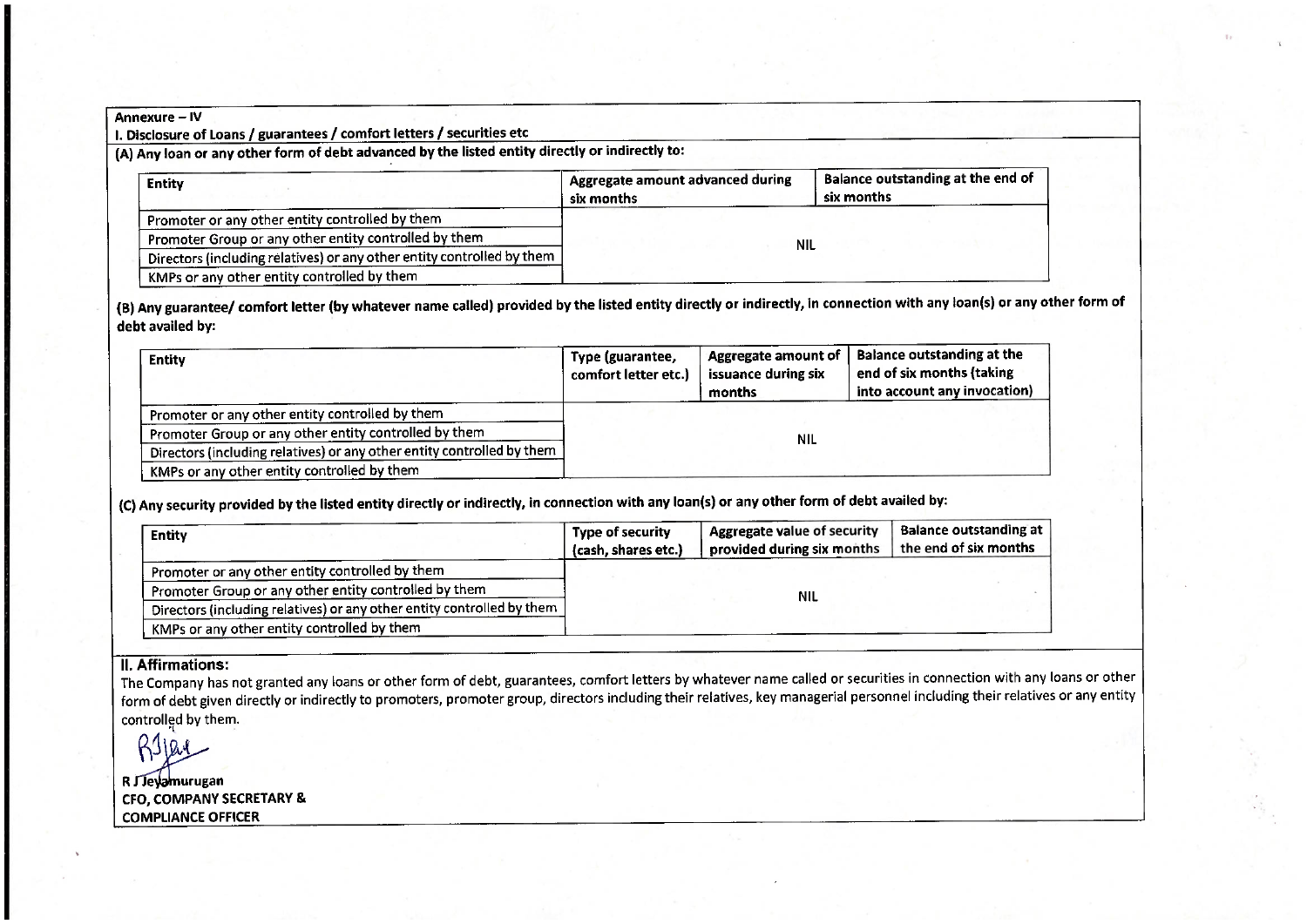Annexure – IV

**I. Disclosure of Loans / guarantees / comfort letters / securities etc**

**(A) Any loan or any other form of debt advanced by the listed entity directly or indirectly to:**

| Entity | Aggregate amount advanced during six months | Balance outstanding at the end of six months |
|---|---|---|
| Promoter or any other entity controlled by them | NIL | |
| Promoter Group or any other entity controlled by them | | |
| Directors (including relatives) or any other entity controlled by them | | |
| KMPs or any other entity controlled by them | | |

**(B) Any guarantee/ comfort letter (by whatever name called) provided by the listed entity directly or indirectly, in connection with any loan(s) or any other form of debt availed by:**

| Entity | Type (guarantee, comfort letter etc.) | Aggregate amount of issuance during six months | Balance outstanding at the end of six months (taking into account any invocation) |
|---|---|---|---|
| Promoter or any other entity controlled by them | NIL | | |
| Promoter Group or any other entity controlled by them | | | |
| Directors (including relatives) or any other entity controlled by them | | | |
| KMPs or any other entity controlled by them | | | |

**(C) Any security provided by the listed entity directly or indirectly, in connection with any loan(s) or any other form of debt availed by:**

| Entity | Type of security (cash, shares etc.) | Aggregate value of security provided during six months | Balance outstanding at the end of six months |
|---|---|---|---|
| Promoter or any other entity controlled by them | NIL | | |
| Promoter Group or any other entity controlled by them | | | |
| Directors (including relatives) or any other entity controlled by them | | | |
| KMPs or any other entity controlled by them | | | |

**II. Affirmations:**

The Company has not granted any loans or other form of debt, guarantees, comfort letters by whatever name called or securities in connection with any loans or other form of debt given directly or indirectly to promoters, promoter group, directors including their relatives, key managerial personnel including their relatives or any entity controlled by them.

**R J Jeyamurugan**
**CFO, COMPANY SECRETARY &**
**COMPLIANCE OFFICER**